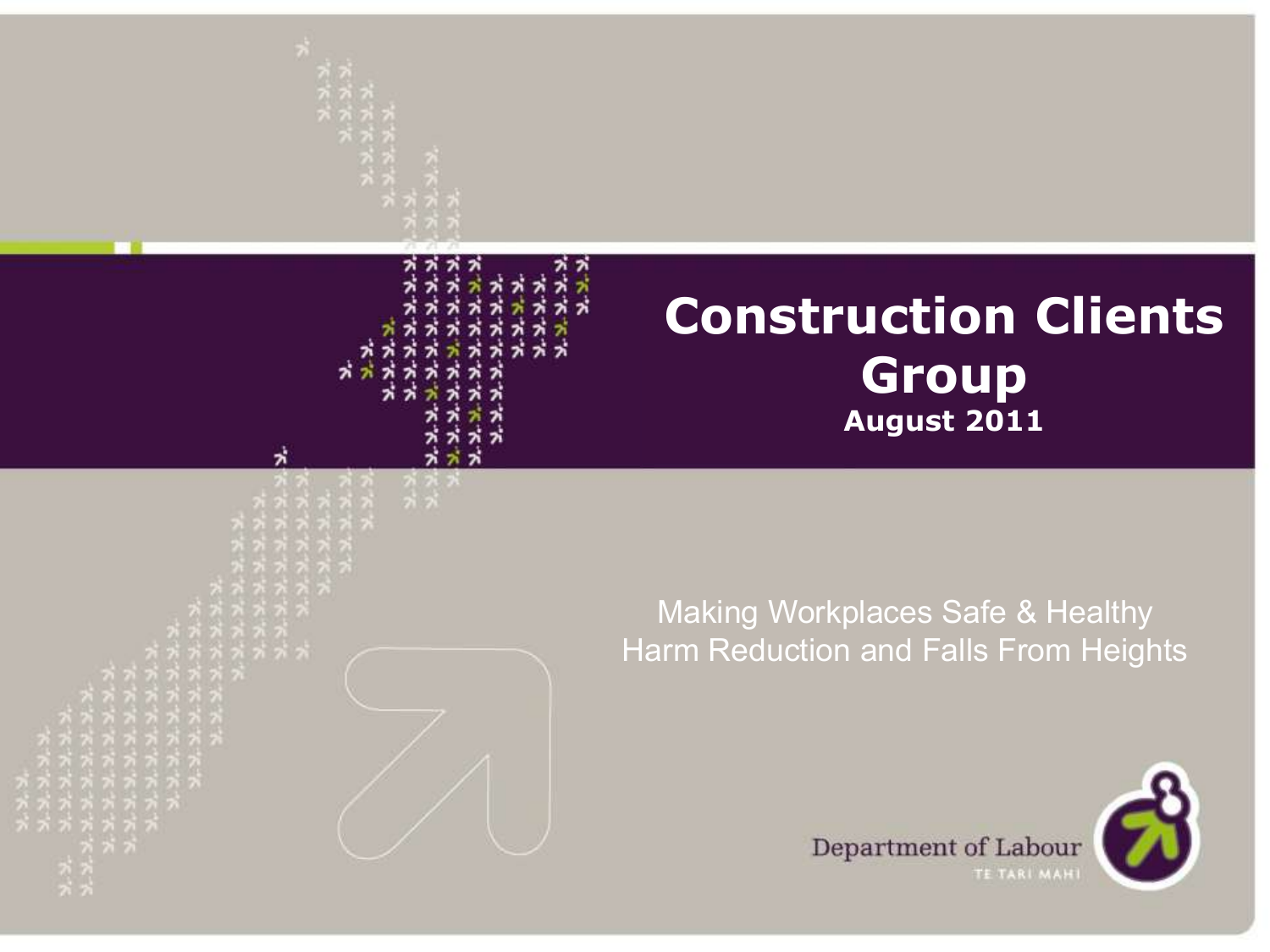# Construction Clients Group

**August 2011**

Making Workplaces Safe & Healthy
Harm Reduction and Falls From Heights

Department of Labour
TE TARI MAHI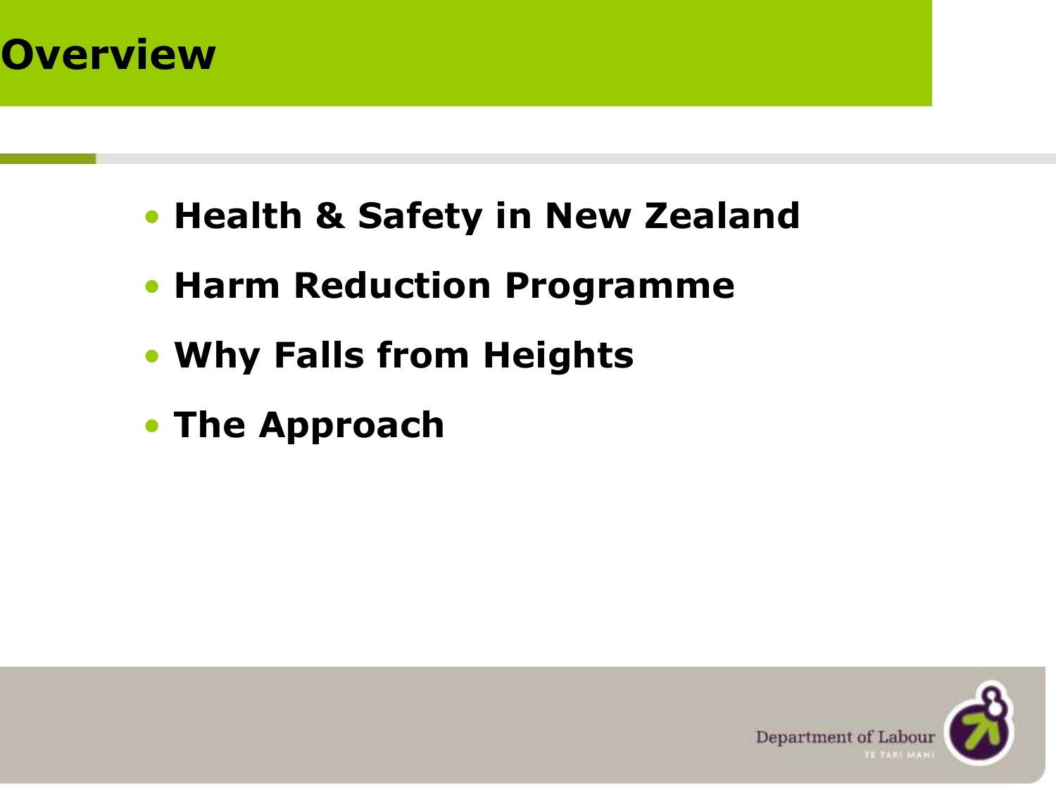# Overview

- Health & Safety in New Zealand
- Harm Reduction Programme
- Why Falls from Heights
- The Approach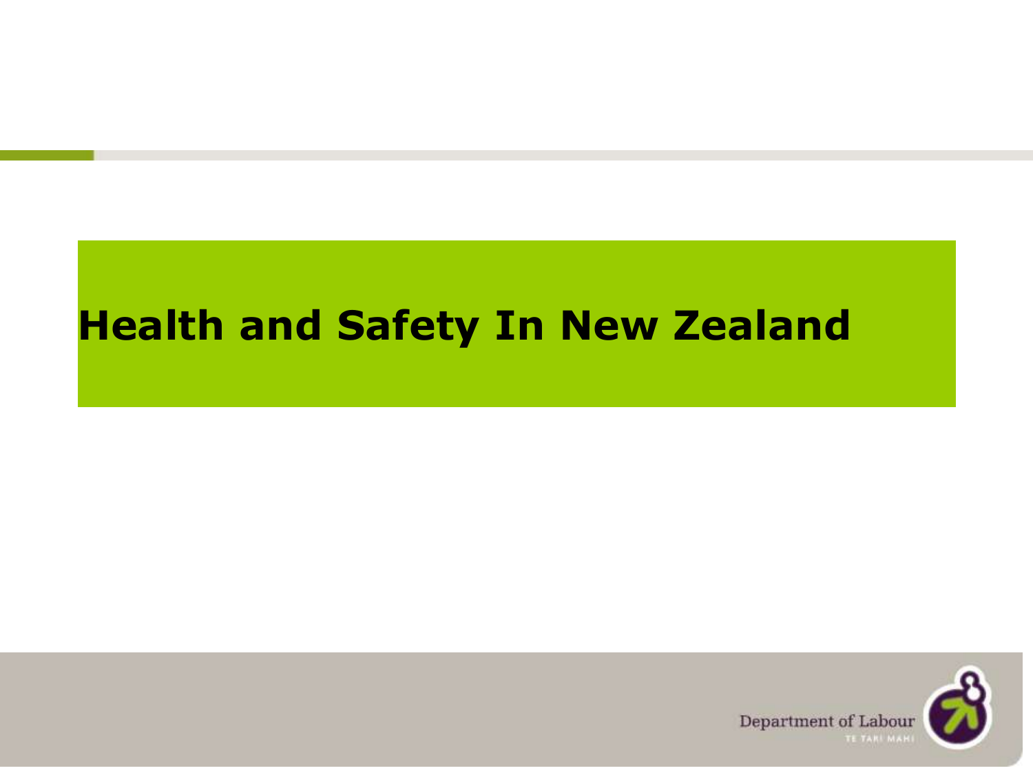# Health and Safety In New Zealand

Department of Labour

TE TARI MAHI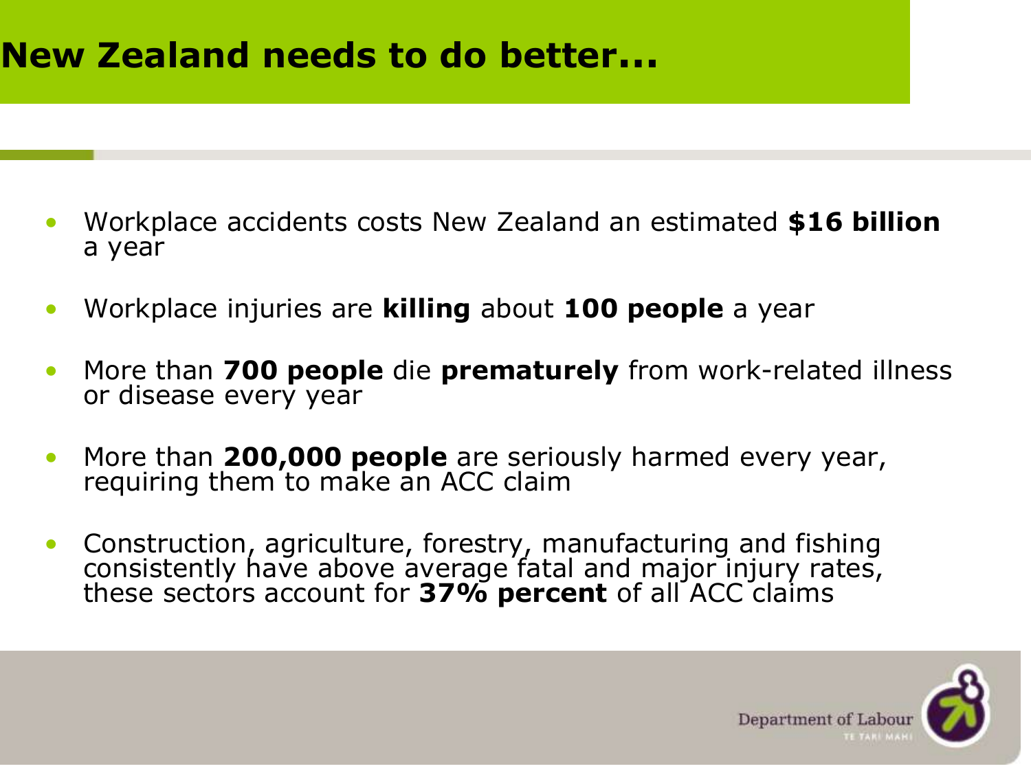# New Zealand needs to do better...

- Workplace accidents costs New Zealand an estimated **$16 billion** a year
- Workplace injuries are **killing** about **100 people** a year
- More than **700 people** die **prematurely** from work-related illness or disease every year
- More than **200,000 people** are seriously harmed every year, requiring them to make an ACC claim
- Construction, agriculture, forestry, manufacturing and fishing consistently have above average fatal and major injury rates, these sectors account for **37% percent** of all ACC claims

Department of Labour
TE TARI MAHI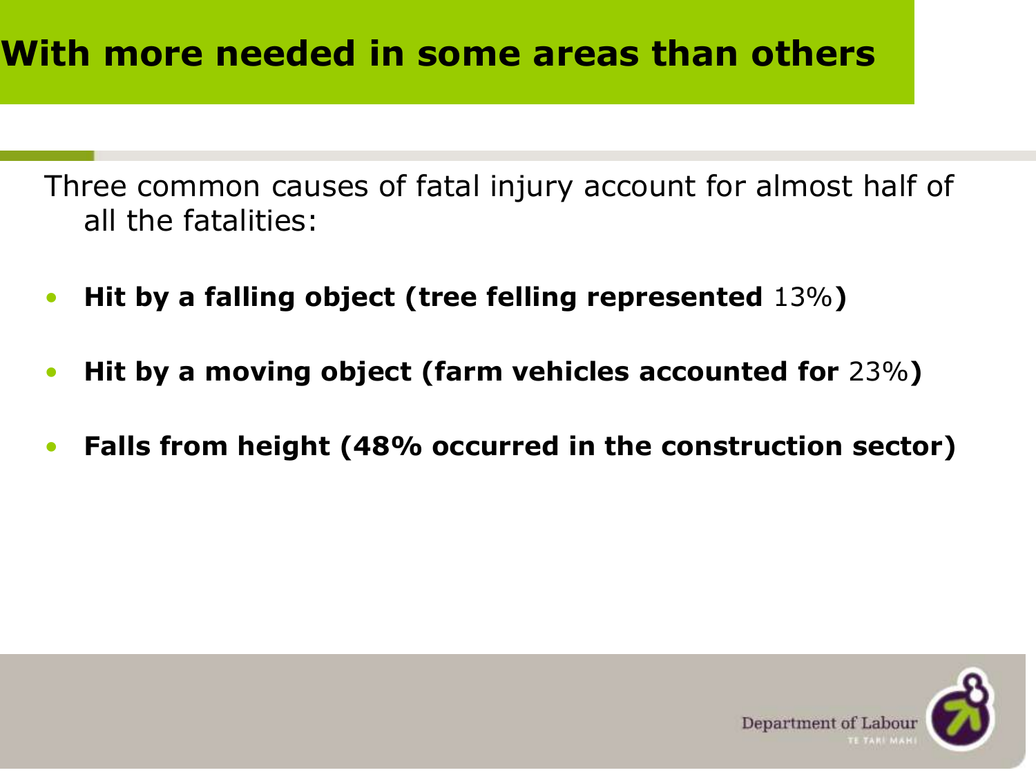# With more needed in some areas than others

Three common causes of fatal injury account for almost half of all the fatalities:

- **Hit by a falling object (tree felling represented** 13%**)**
- **Hit by a moving object (farm vehicles accounted for** 23%**)**
- **Falls from height (48% occurred in the construction sector)**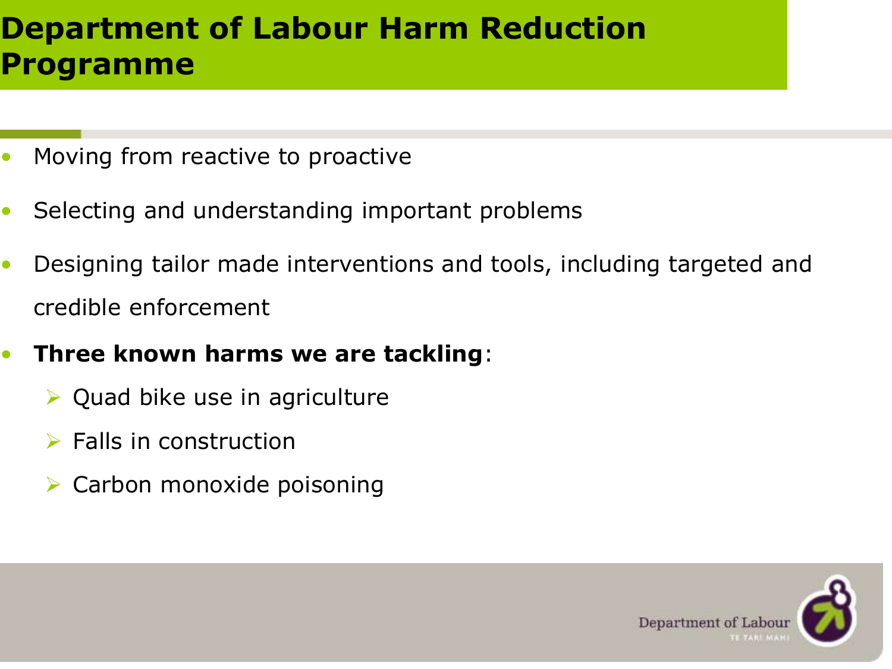# Department of Labour Harm Reduction Programme

- Moving from reactive to proactive
- Selecting and understanding important problems
- Designing tailor made interventions and tools, including targeted and credible enforcement
- **Three known harms we are tackling**:
  - Quad bike use in agriculture
  - Falls in construction
  - Carbon monoxide poisoning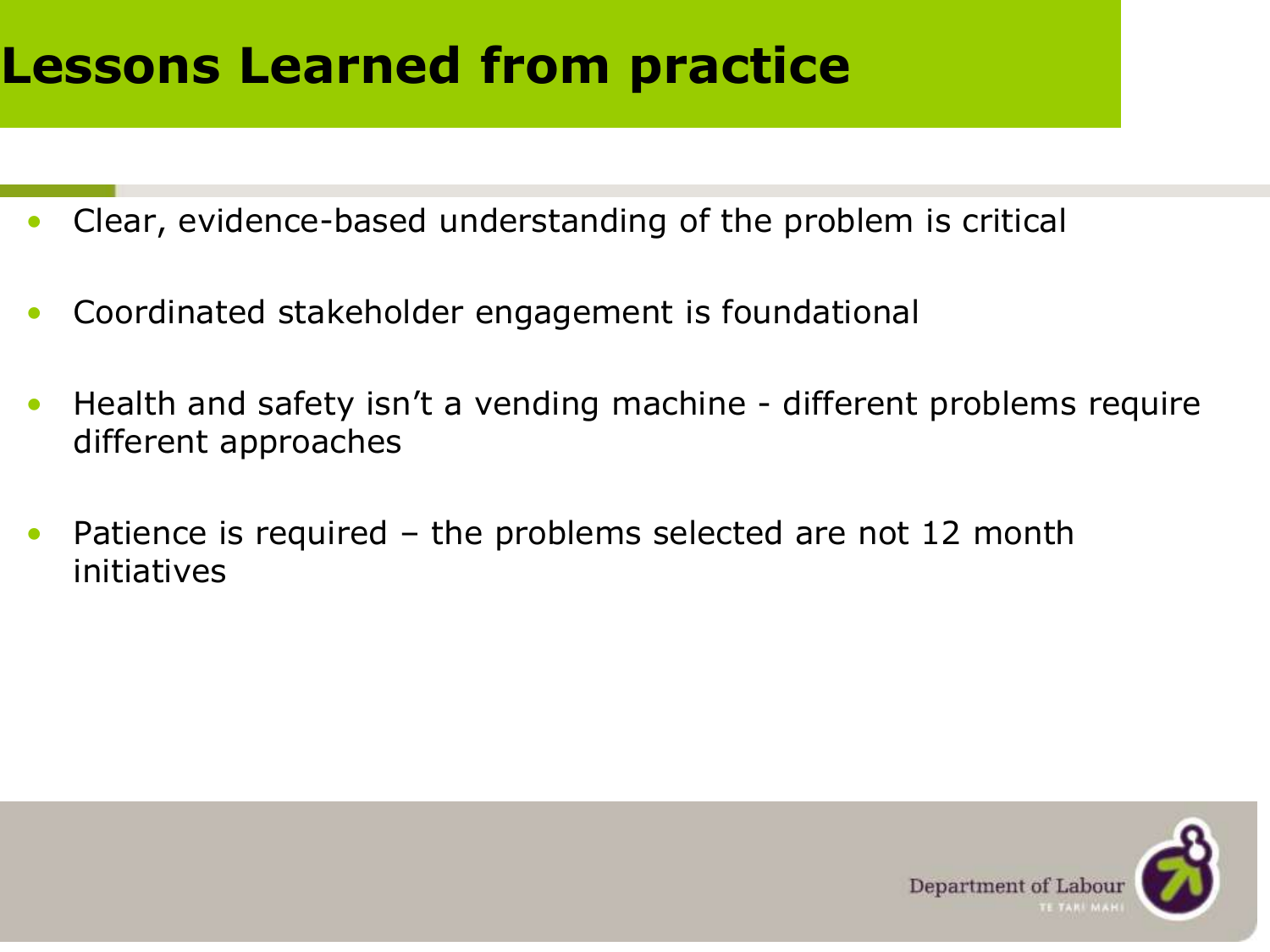# Lessons Learned from practice

- Clear, evidence-based understanding of the problem is critical
- Coordinated stakeholder engagement is foundational
- Health and safety isn't a vending machine - different problems require different approaches
- Patience is required – the problems selected are not 12 month initiatives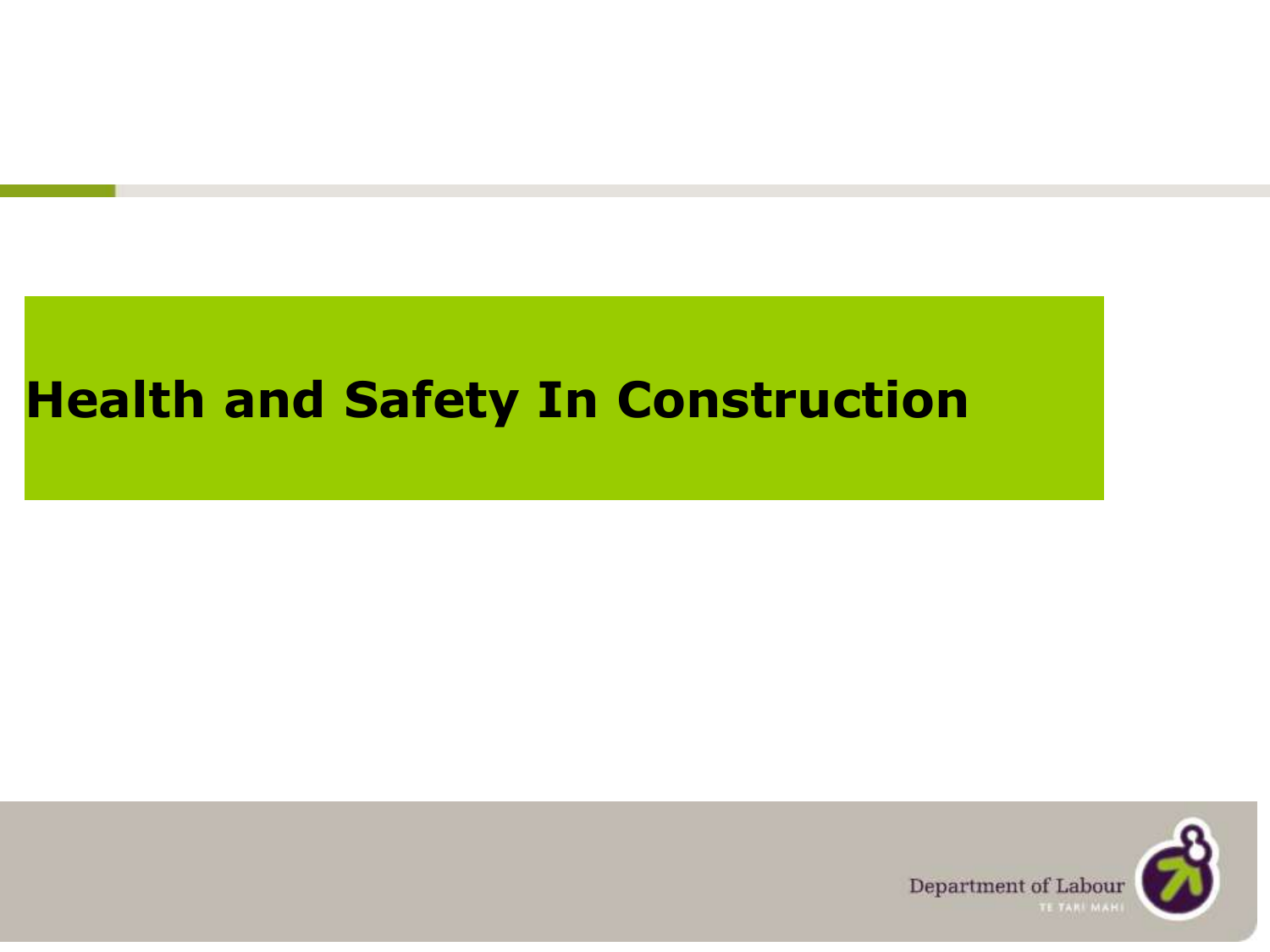# Health and Safety In Construction

Department of Labour
TE TARI MAHI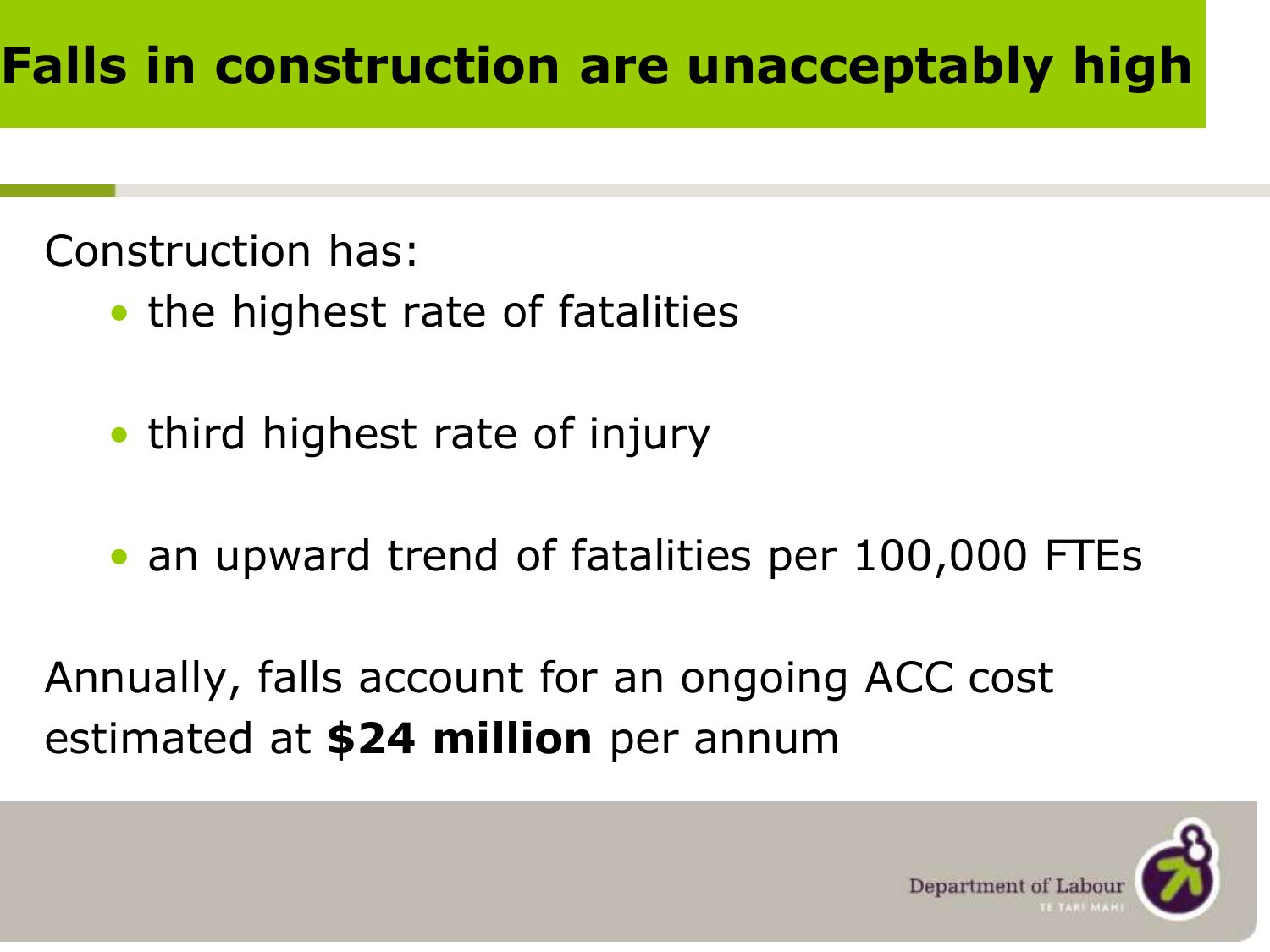# Falls in construction are unacceptably high

Construction has:

- the highest rate of fatalities
- third highest rate of injury
- an upward trend of fatalities per 100,000 FTEs

Annually, falls account for an ongoing ACC cost estimated at **$24 million** per annum

Department of Labour
TE TARI MAHI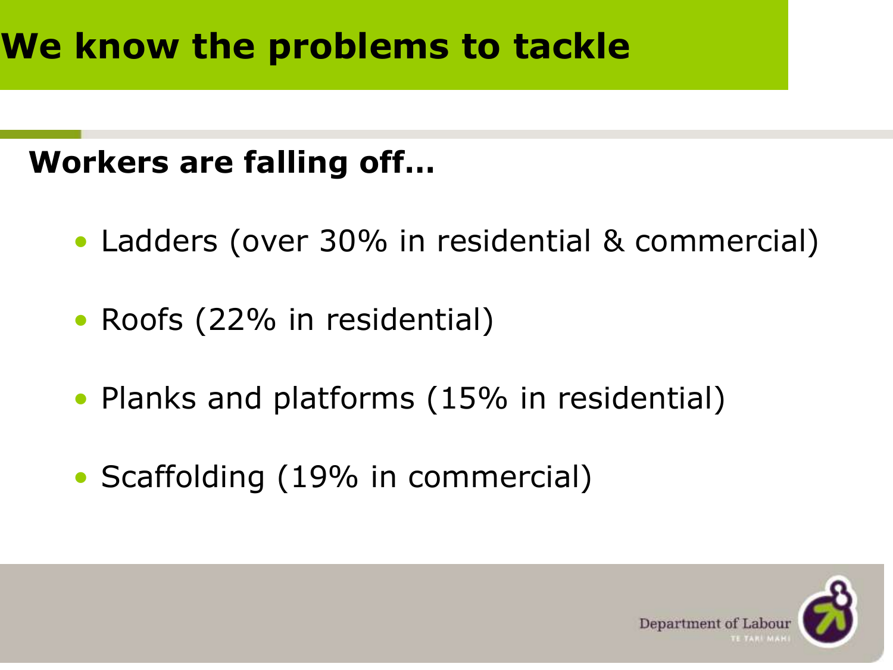# We know the problems to tackle

**Workers are falling off…**

- Ladders (over 30% in residential & commercial)
- Roofs (22% in residential)
- Planks and platforms (15% in residential)
- Scaffolding (19% in commercial)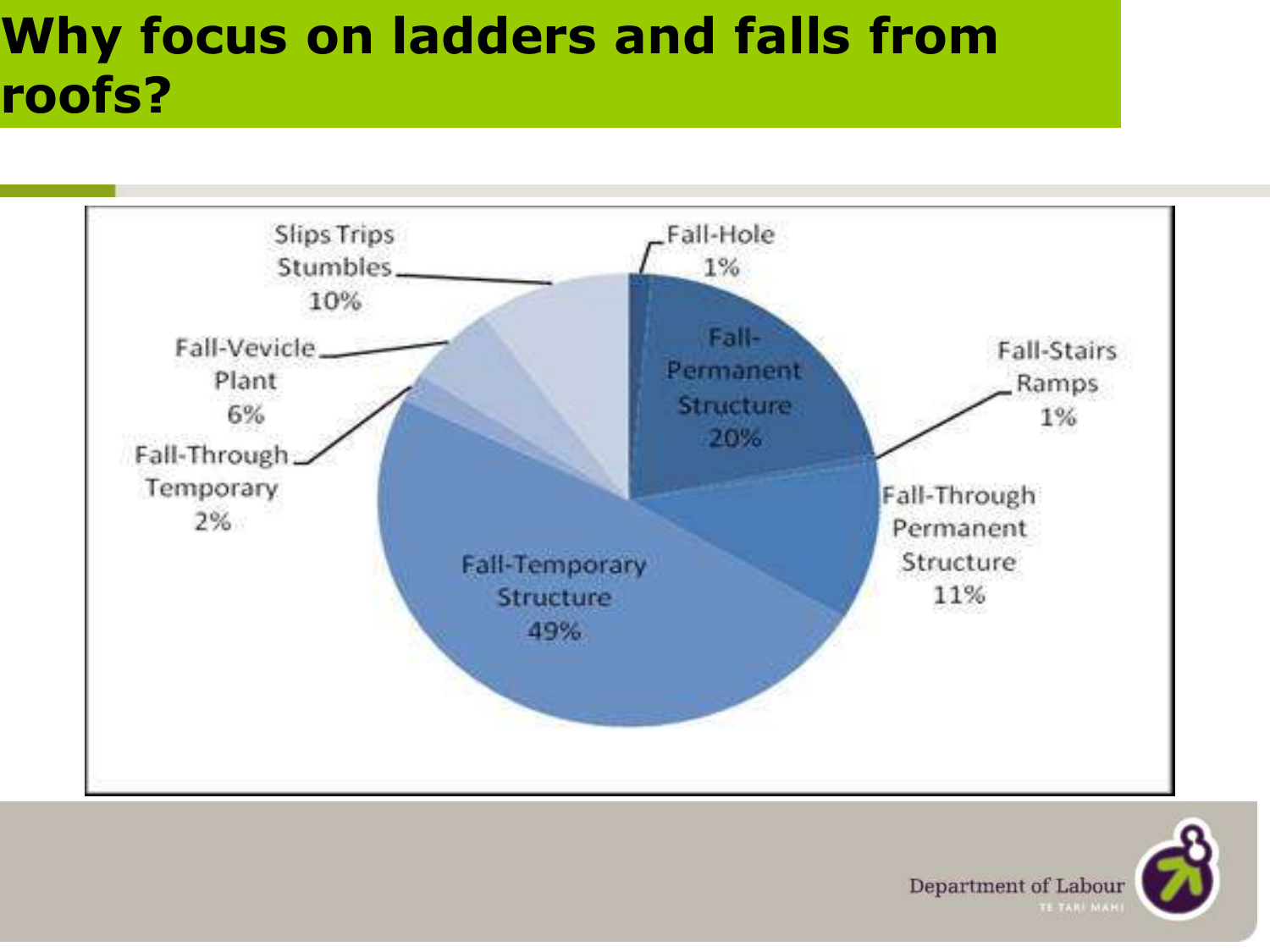# Why focus on ladders and falls from roofs?

| Category | Percentage |
| --- | --- |
| Fall-Hole | 1% |
| Fall-Permanent Structure | 20% |
| Fall-Stairs Ramps | 1% |
| Fall-Through Permanent Structure | 11% |
| Fall-Temporary Structure | 49% |
| Fall-Through Temporary | 2% |
| Fall-Vevicle Plant | 6% |
| Slips Trips Stumbles | 10% |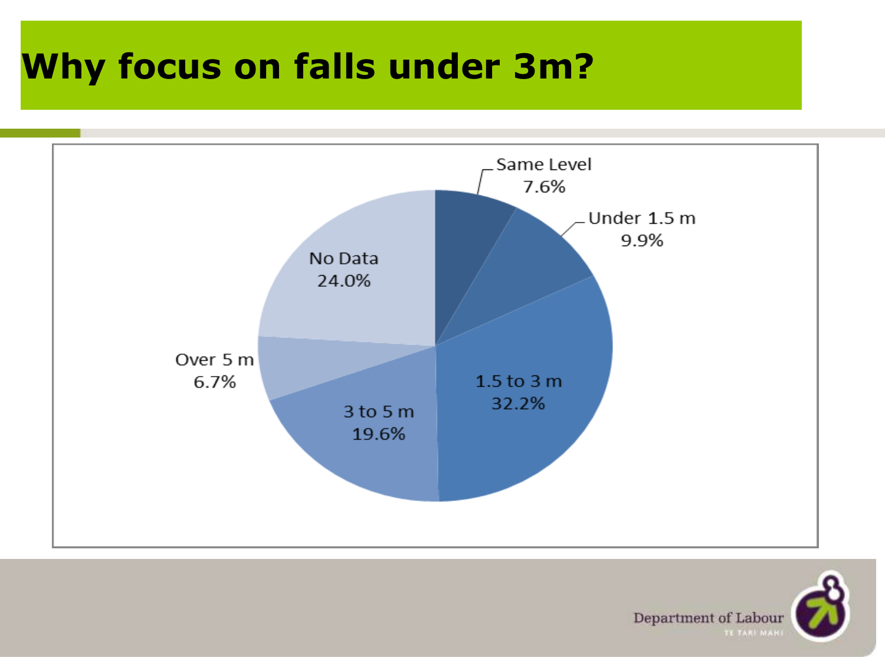# Why focus on falls under 3m?

| Category | Percentage |
|---|---|
| Same Level | 7.6% |
| Under 1.5 m | 9.9% |
| 1.5 to 3 m | 32.2% |
| 3 to 5 m | 19.6% |
| Over 5 m | 6.7% |
| No Data | 24.0% |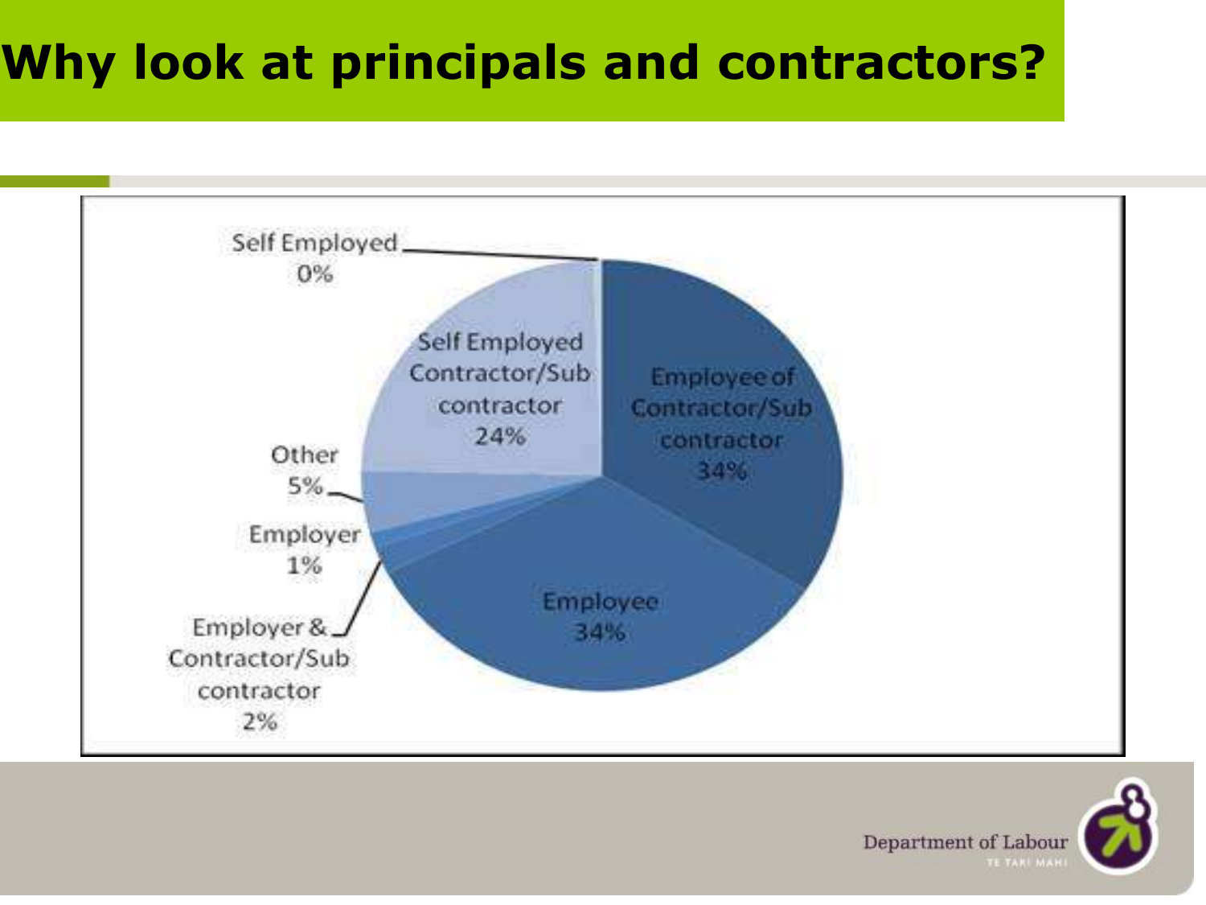# Why look at principals and contractors?

| Category | Percentage |
|---|---|
| Self Employed | 0% |
| Self Employed Contractor/Sub contractor | 24% |
| Employee of Contractor/Sub contractor | 34% |
| Employee | 34% |
| Employer & Contractor/Sub contractor | 2% |
| Employer | 1% |
| Other | 5% |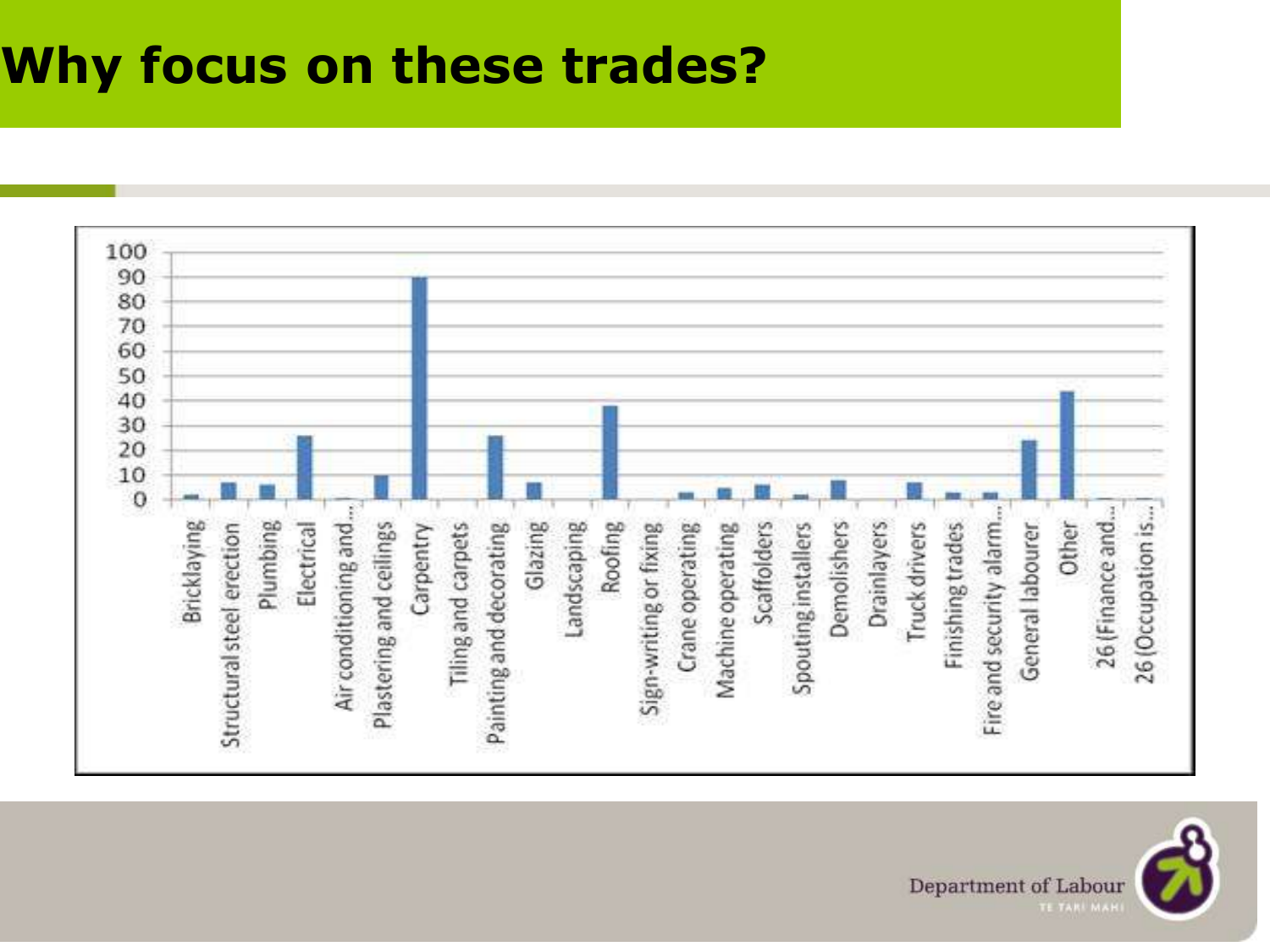# Why focus on these trades?

| Trade | Value (approx.) |
| --- | --- |
| Bricklaying | 2 |
| Structural steel erection | 7 |
| Plumbing | 6 |
| Electrical | 26 |
| Air conditioning and ... | 1 |
| Plastering and ceilings | 10 |
| Carpentry | 90 |
| Tiling and carpets | 0 |
| Painting and decorating | 26 |
| Glazing | 7 |
| Landscaping | 0 |
| Roofing | 38 |
| Sign-writing or fixing | 0 |
| Crane operating | 3 |
| Machine operating | 5 |
| Scaffolders | 6 |
| Spouting installers | 2 |
| Demolishers | 8 |
| Drainlayers | 0 |
| Truck drivers | 7 |
| Finishing trades | 3 |
| Fire and security alarm... | 3 |
| General labourer | 24 |
| Other | 44 |
| 26 (Finance and... | 0 |
| 26 (Occupation is... | 0 |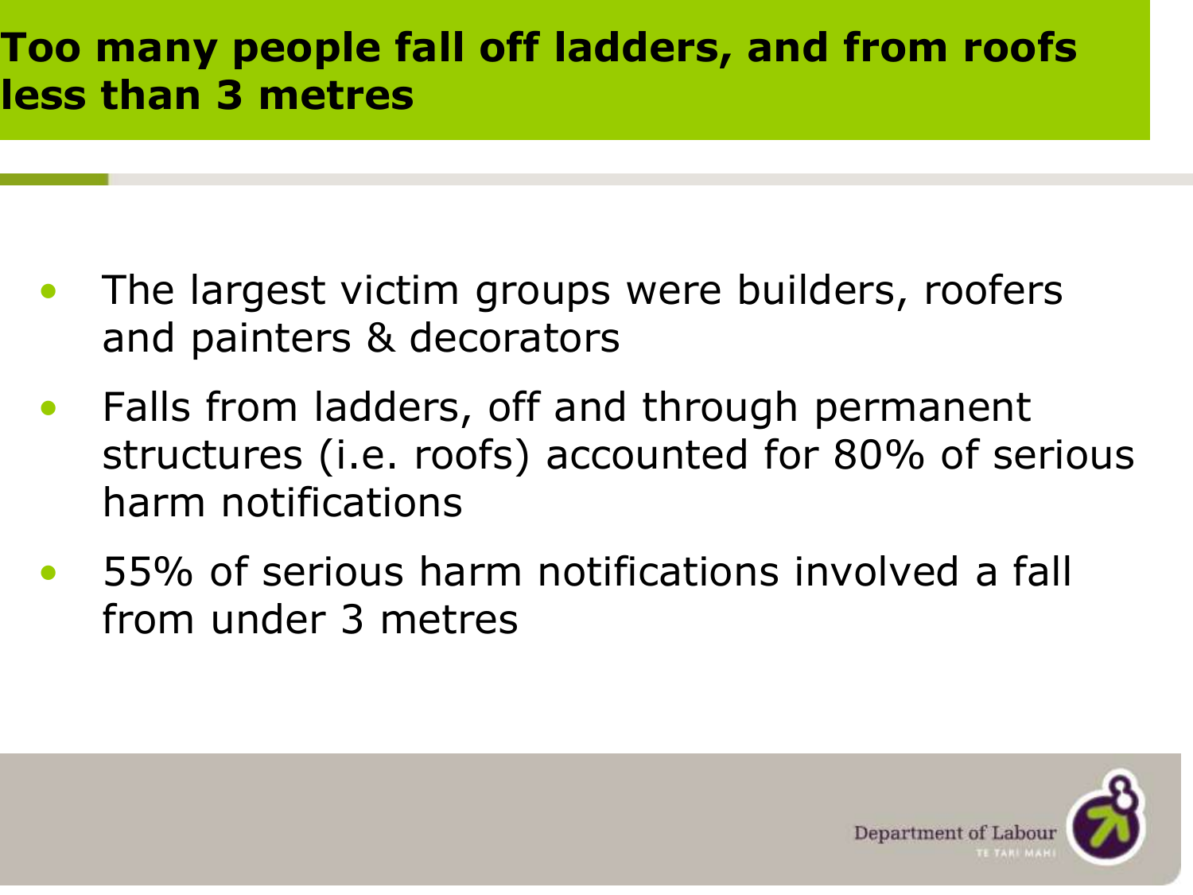# Too many people fall off ladders, and from roofs less than 3 metres

- The largest victim groups were builders, roofers and painters & decorators
- Falls from ladders, off and through permanent structures (i.e. roofs) accounted for 80% of serious harm notifications
- 55% of serious harm notifications involved a fall from under 3 metres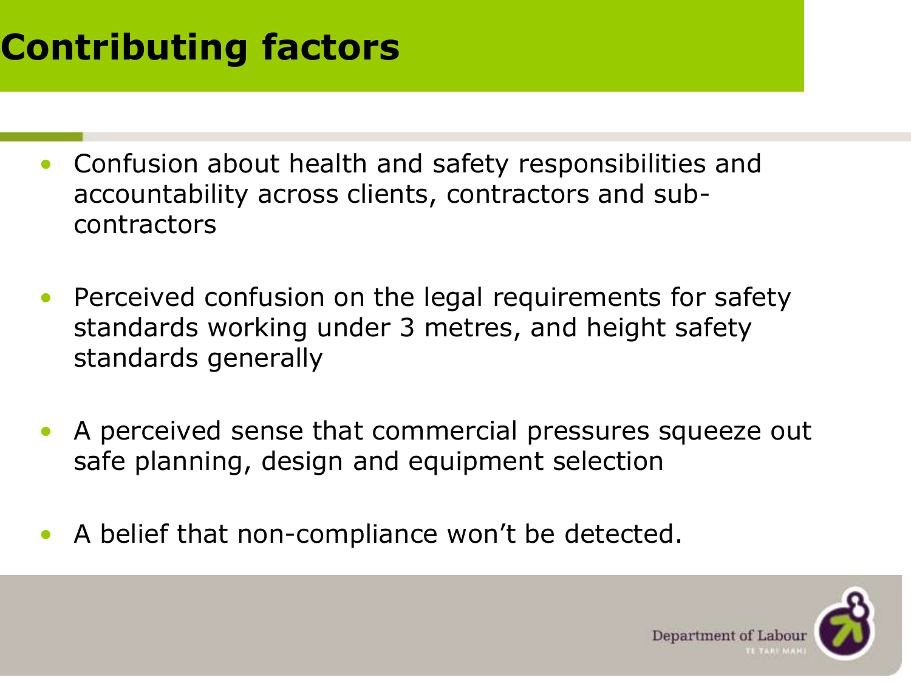# Contributing factors

- Confusion about health and safety responsibilities and accountability across clients, contractors and sub-contractors
- Perceived confusion on the legal requirements for safety standards working under 3 metres, and height safety standards generally
- A perceived sense that commercial pressures squeeze out safe planning, design and equipment selection
- A belief that non-compliance won't be detected.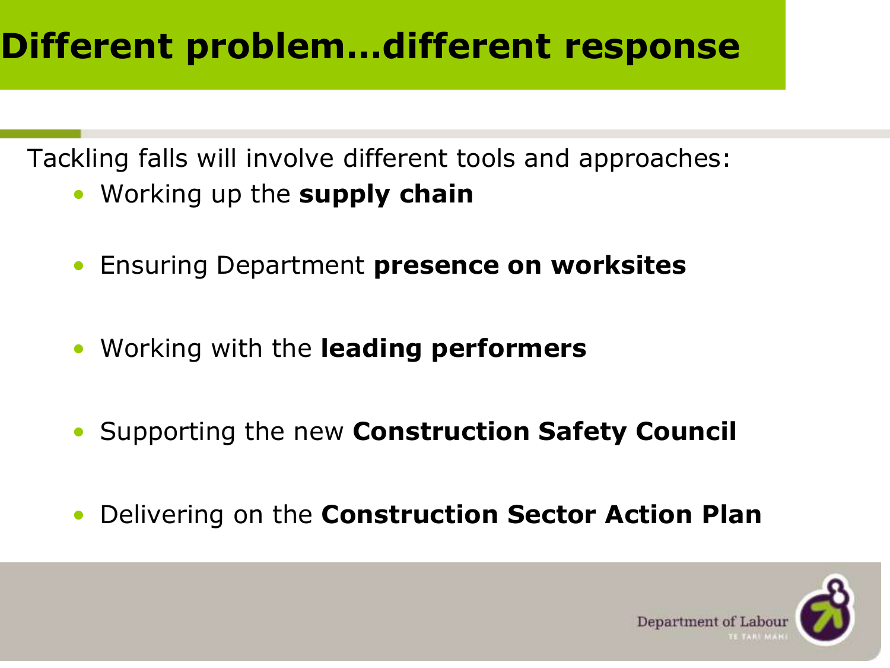# Different problem…different response

Tackling falls will involve different tools and approaches:

- Working up the **supply chain**
- Ensuring Department **presence on worksites**
- Working with the **leading performers**
- Supporting the new **Construction Safety Council**
- Delivering on the **Construction Sector Action Plan**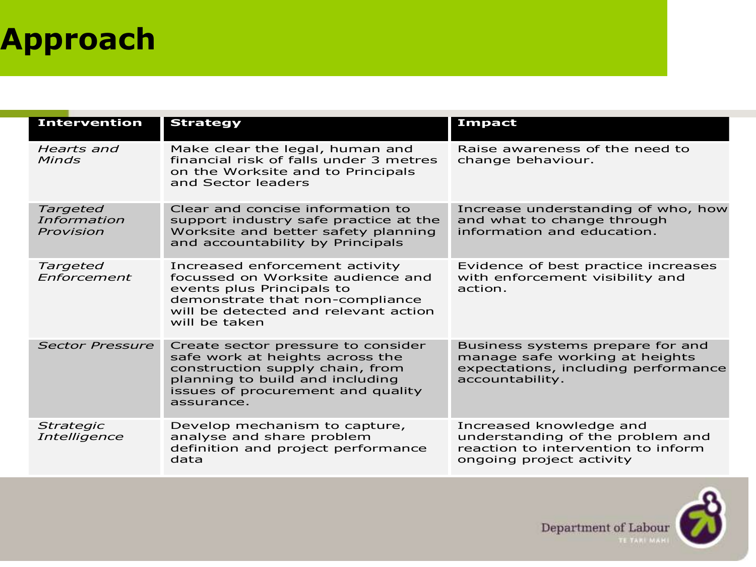# Approach

| Intervention | Strategy | Impact |
|---|---|---|
| *Hearts and Minds* | Make clear the legal, human and financial risk of falls under 3 metres on the Worksite and to Principals and Sector leaders | Raise awareness of the need to change behaviour. |
| *Targeted Information Provision* | Clear and concise information to support industry safe practice at the Worksite and better safety planning and accountability by Principals | Increase understanding of who, how and what to change through information and education. |
| *Targeted Enforcement* | Increased enforcement activity focussed on Worksite audience and events plus Principals to demonstrate that non-compliance will be detected and relevant action will be taken | Evidence of best practice increases with enforcement visibility and action. |
| *Sector Pressure* | Create sector pressure to consider safe work at heights across the construction supply chain, from planning to build and including issues of procurement and quality assurance. | Business systems prepare for and manage safe working at heights expectations, including performance accountability. |
| *Strategic Intelligence* | Develop mechanism to capture, analyse and share problem definition and project performance data | Increased knowledge and understanding of the problem and reaction to intervention to inform ongoing project activity |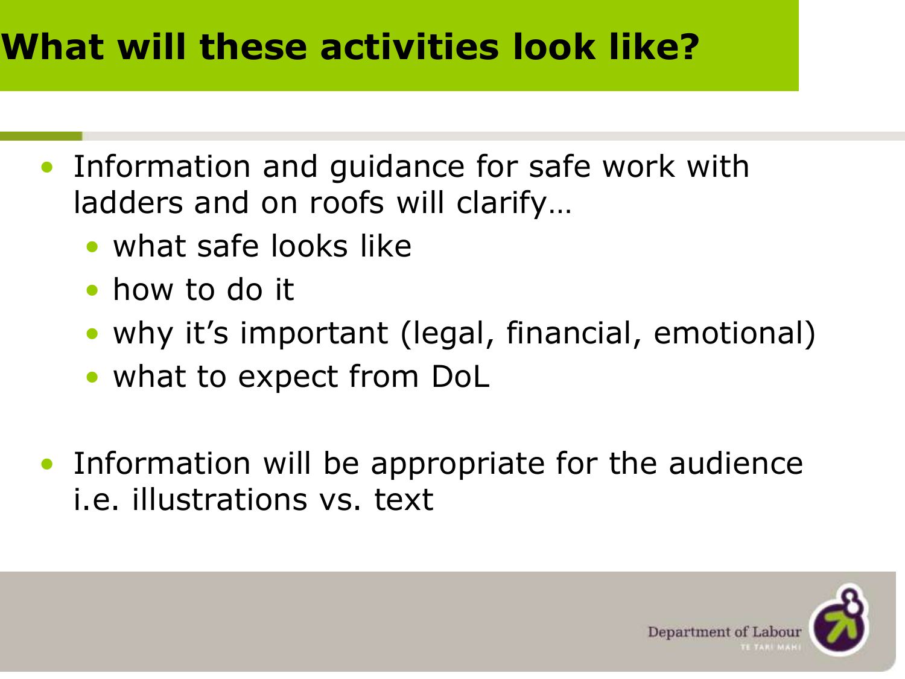# What will these activities look like?

- Information and guidance for safe work with ladders and on roofs will clarify…
  - what safe looks like
  - how to do it
  - why it's important (legal, financial, emotional)
  - what to expect from DoL

- Information will be appropriate for the audience i.e. illustrations vs. text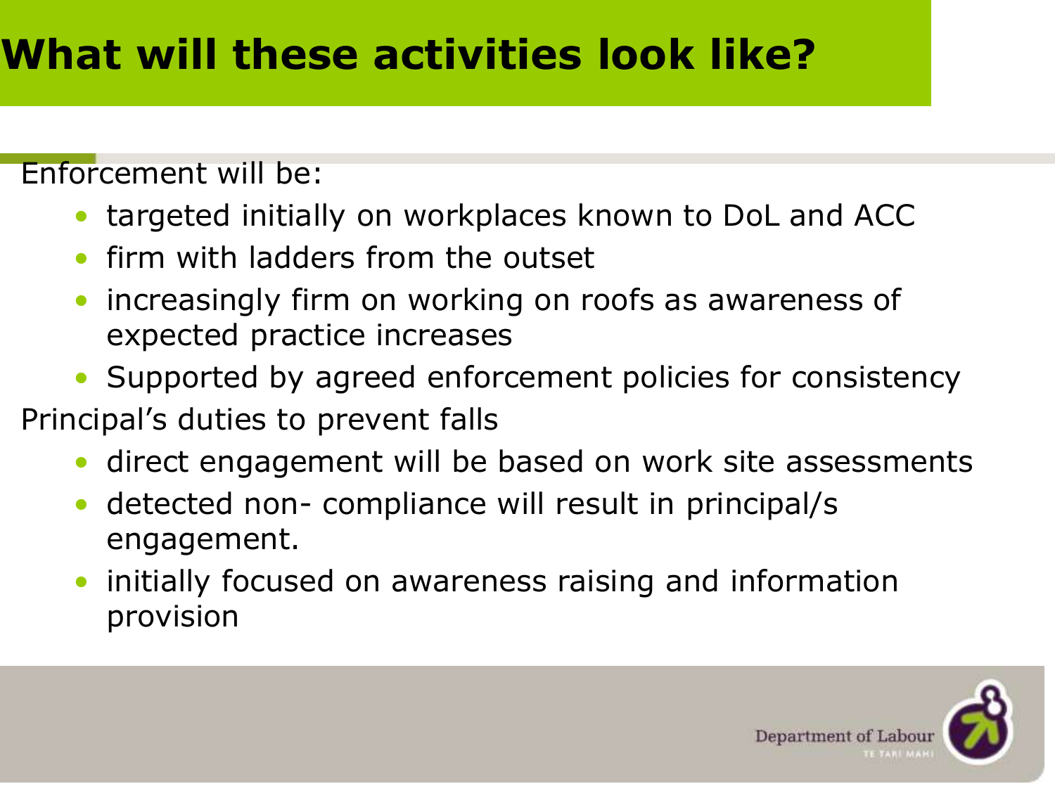# What will these activities look like?

Enforcement will be:

- targeted initially on workplaces known to DoL and ACC
- firm with ladders from the outset
- increasingly firm on working on roofs as awareness of expected practice increases
- Supported by agreed enforcement policies for consistency

Principal's duties to prevent falls

- direct engagement will be based on work site assessments
- detected non- compliance will result in principal/s engagement.
- initially focused on awareness raising and information provision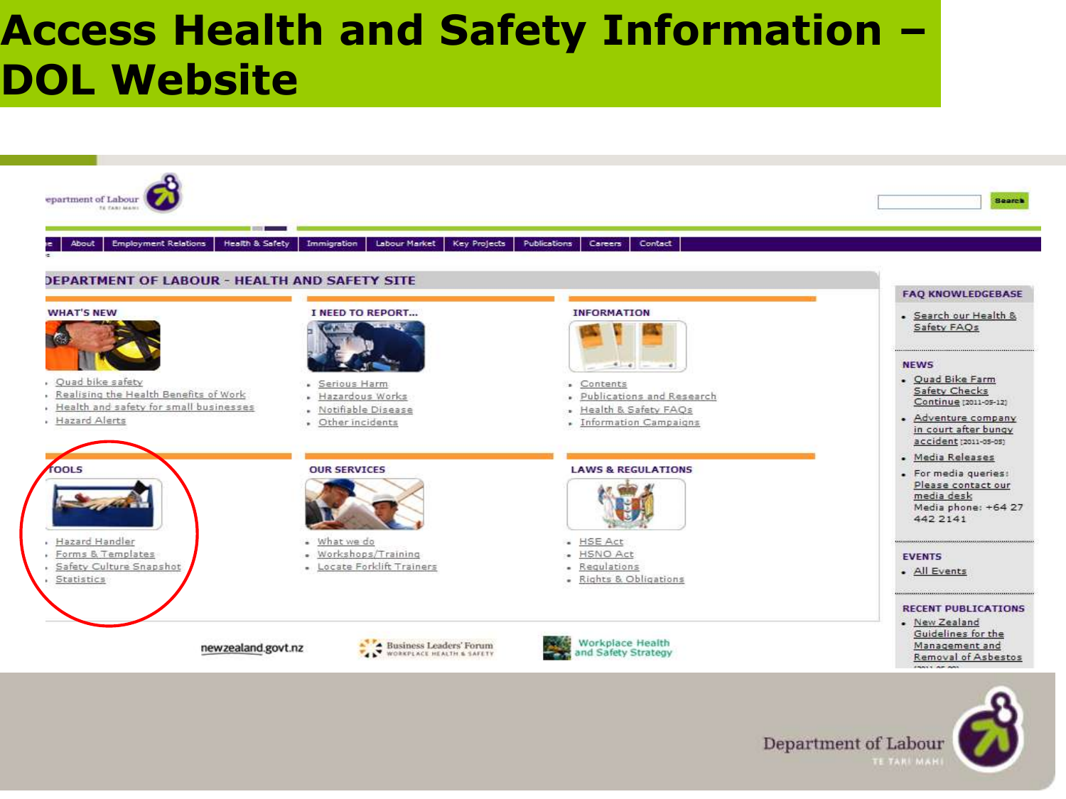# Access Health and Safety Information – DOL Website

Department of Labour

About | Employment Relations | Health & Safety | Immigration | Labour Market | Key Projects | Publications | Careers | Contact

Search

## DEPARTMENT OF LABOUR - HEALTH AND SAFETY SITE

### WHAT'S NEW

- Quad bike safety
- Realising the Health Benefits of Work
- Health and safety for small businesses
- Hazard Alerts

### I NEED TO REPORT...

- Serious Harm
- Hazardous Works
- Notifiable Disease
- Other incidents

### INFORMATION

- Contents
- Publications and Research
- Health & Safety FAQs
- Information Campaigns

### TOOLS

- Hazard Handler
- Forms & Templates
- Safety Culture Snapshot
- Statistics

### OUR SERVICES

- What we do
- Workshops/Training
- Locate Forklift Trainers

### LAWS & REGULATIONS

- HSE Act
- HSNO Act
- Regulations
- Rights & Obligations

### FAQ KNOWLEDGEBASE

- Search our Health & Safety FAQs

### NEWS

- Quad Bike Farm Safety Checks Continue [2011-05-12]
- Adventure company in court after bungy accident [2011-05-05]
- Media Releases
- For media queries: Please contact our media desk Media phone: +64 27 442 2141

### EVENTS

- All Events

### RECENT PUBLICATIONS

- New Zealand Guidelines for the Management and Removal of Asbestos

newzealand.govt.nz | Business Leaders' Forum WORKPLACE HEALTH & SAFETY | Workplace Health and Safety Strategy

Department of Labour TE TARI MAHI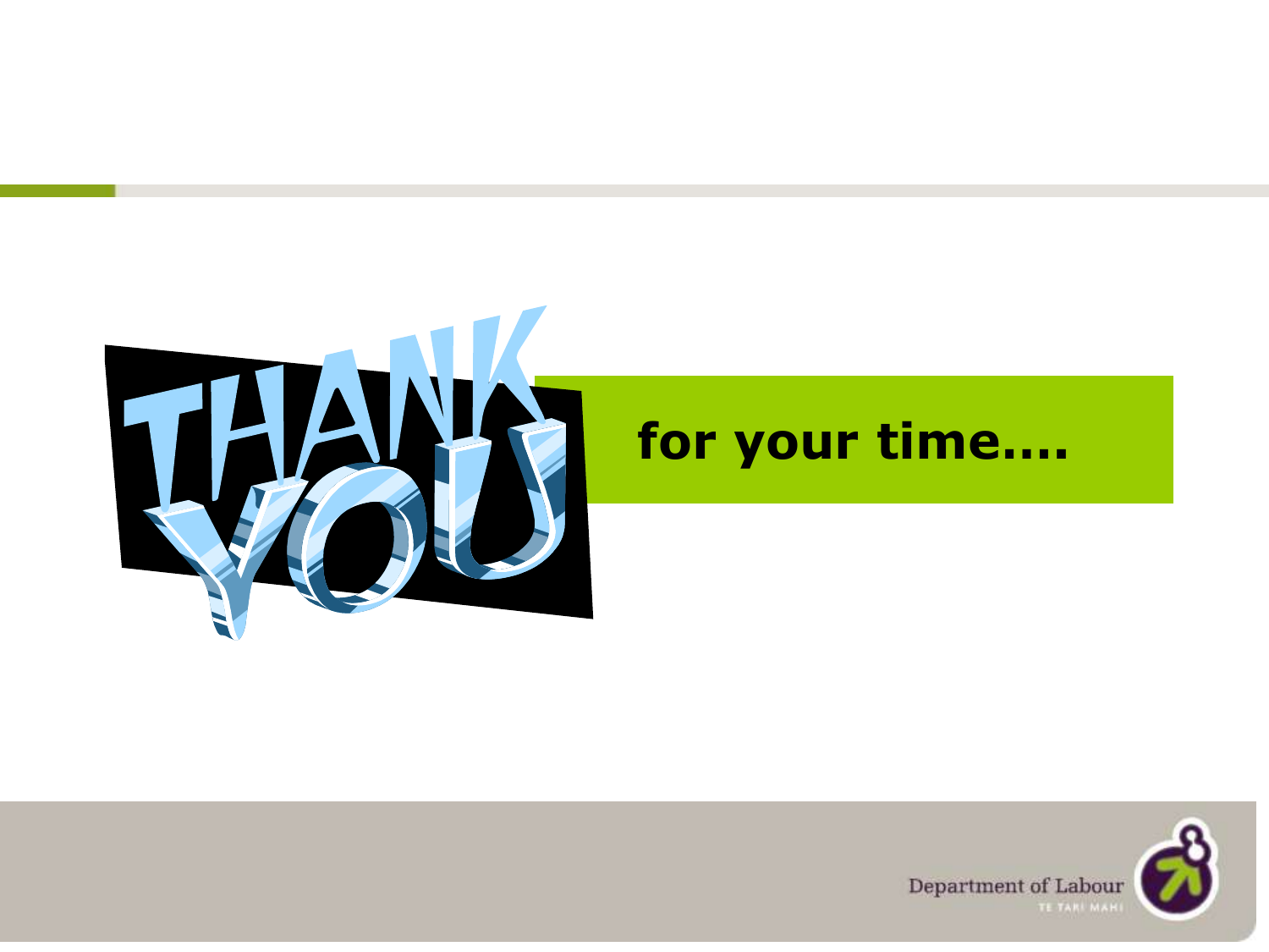THANK YOU

for your time….

Department of Labour

TE TARI MAHI